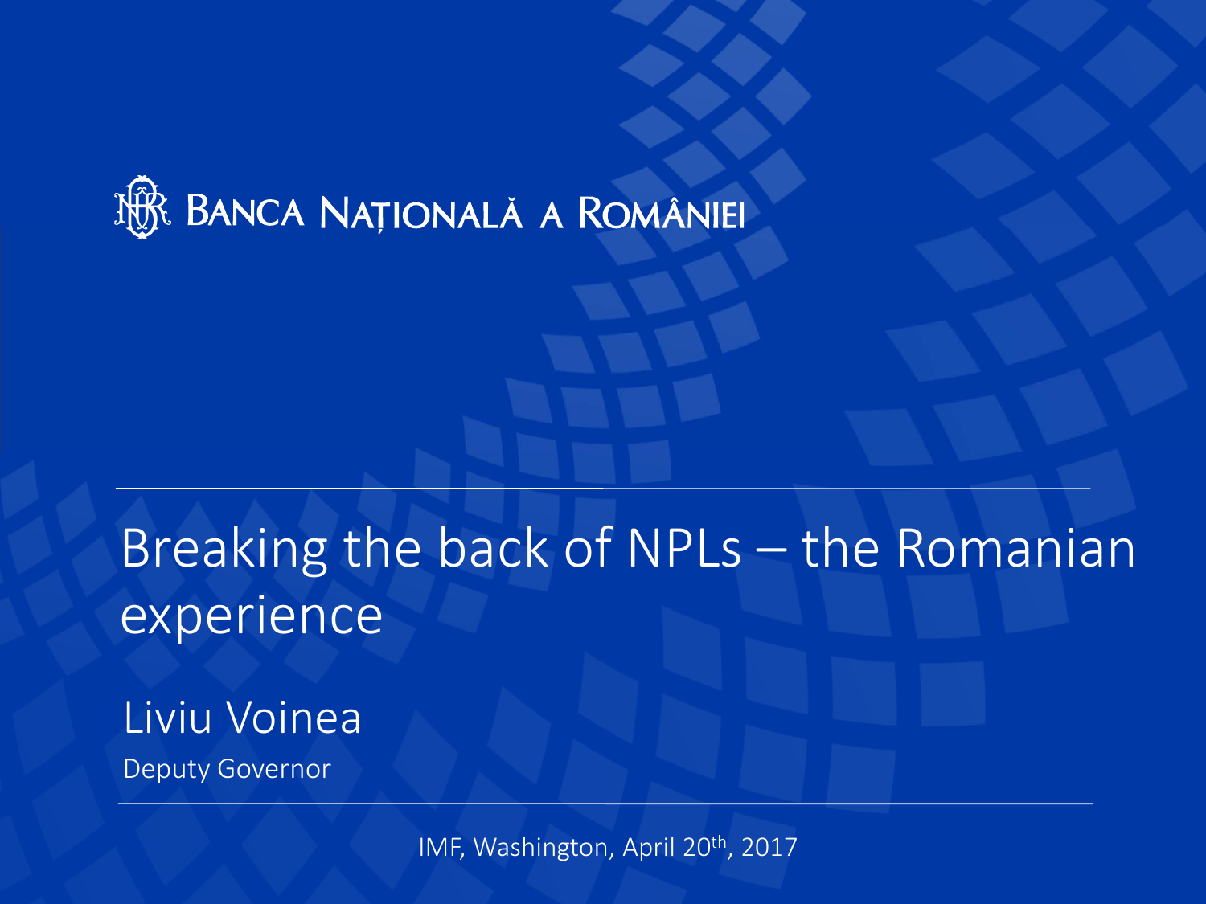BANCA NAȚIONALĂ A ROMÂNIEI

# Breaking the back of NPLs – the Romanian experience

## Liviu Voinea

Deputy Governor

IMF, Washington, April 20th, 2017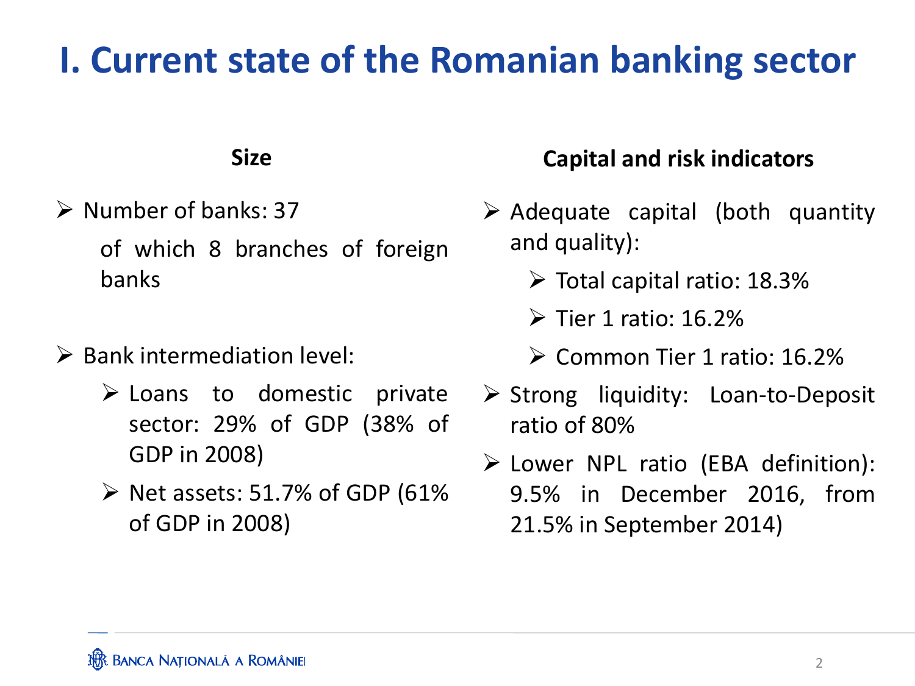# I. Current state of the Romanian banking sector

## Size

- Number of banks: 37

  of which 8 branches of foreign banks

- Bank intermediation level:
  - Loans to domestic private sector: 29% of GDP (38% of GDP in 2008)
  - Net assets: 51.7% of GDP (61% of GDP in 2008)

## Capital and risk indicators

- Adequate capital (both quantity and quality):
  - Total capital ratio: 18.3%
  - Tier 1 ratio: 16.2%
  - Common Tier 1 ratio: 16.2%
- Strong liquidity: Loan-to-Deposit ratio of 80%
- Lower NPL ratio (EBA definition): 9.5% in December 2016, from 21.5% in September 2014)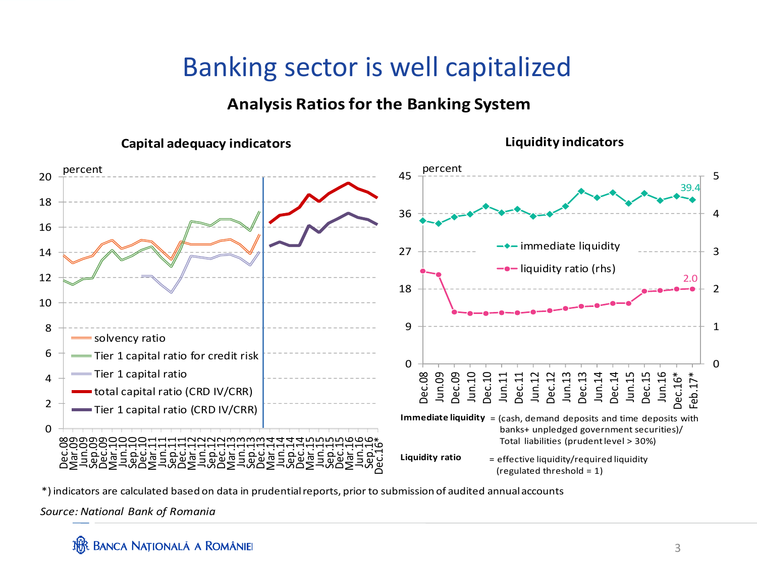# Banking sector is well capitalized

## Analysis Ratios for the Banking System

### Capital adequacy indicators

percent

- solvency ratio
- Tier 1 capital ratio for credit risk
- Tier 1 capital ratio
- total capital ratio (CRD IV/CRR)
- Tier 1 capital ratio (CRD IV/CRR)

### Liquidity indicators

percent

- immediate liquidity
- liquidity ratio (rhs)

**Immediate liquidity** = (cash, demand deposits and time deposits with banks+ unpledged government securities)/ Total liabilities (prudent level > 30%)

**Liquidity ratio** = effective liquidity/required liquidity (regulated threshold = 1)

*) indicators are calculated based on data in prudential reports, prior to submission of audited annual accounts

*Source: National Bank of Romania*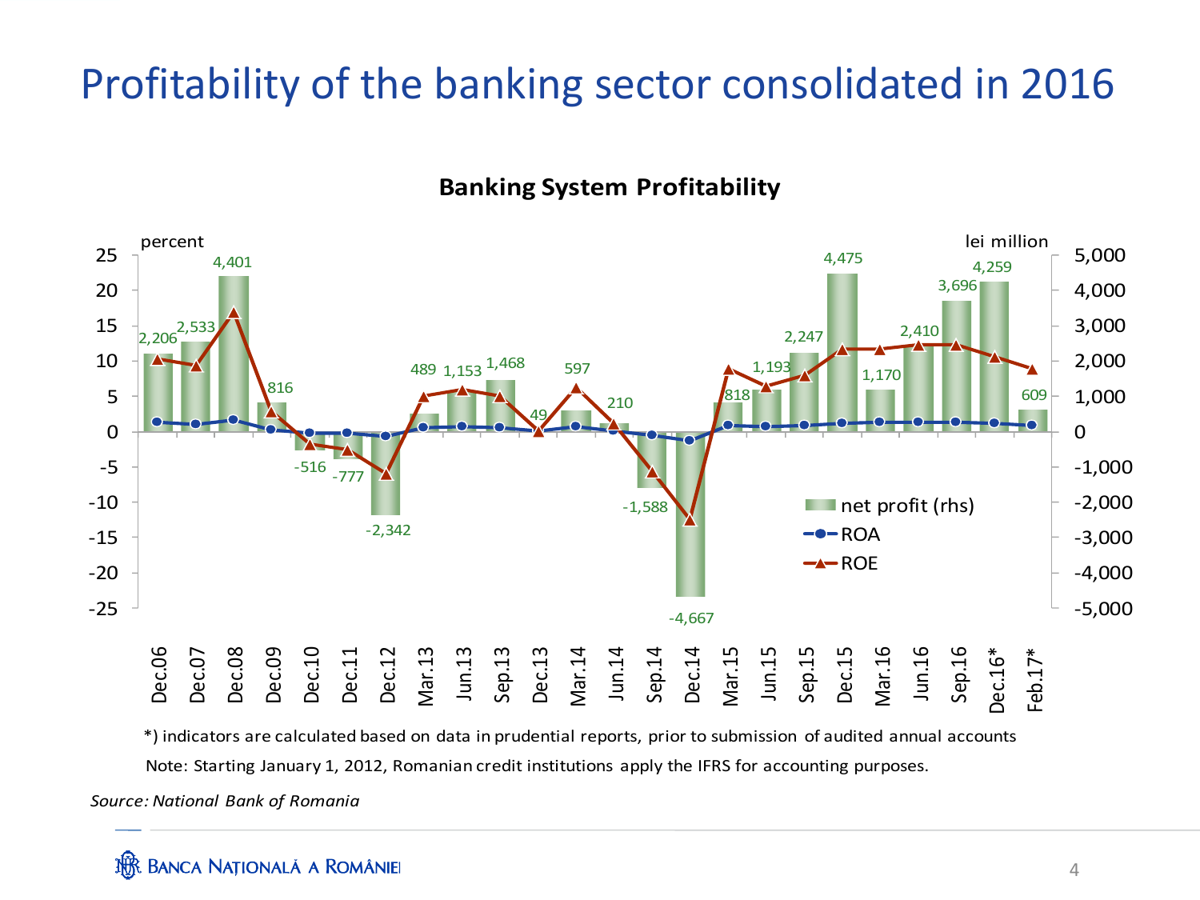# Profitability of the banking sector consolidated in 2016

**Banking System Profitability**

| Period | net profit (rhs, lei million) |
|---|---|
| Dec.06 | 2,206 |
| Dec.07 | 2,533 |
| Dec.08 | 4,401 |
| Dec.09 | 816 |
| Dec.10 | -516 |
| Dec.11 | -777 |
| Dec.12 | -2,342 |
| Mar.13 | 489 |
| Jun.13 | 1,153 |
| Sep.13 | 1,468 |
| Dec.13 | 49 |
| Mar.14 | 597 |
| Jun.14 | 210 |
| Sep.14 | -1,588 |
| Dec.14 | -4,667 |
| Mar.15 | 818 |
| Jun.15 | 1,193 |
| Sep.15 | 2,247 |
| Dec.15 | 4,475 |
| Mar.16 | 1,170 |
| Jun.16 | 2,410 |
| Sep.16 | 3,696 |
| Dec.16* | 4,259 |
| Feb.17* | 609 |

Legend: net profit (rhs); ROA; ROE (percent, lhs)

*) indicators are calculated based on data in prudential reports, prior to submission of audited annual accounts

Note: Starting January 1, 2012, Romanian credit institutions apply the IFRS for accounting purposes.

*Source: National Bank of Romania*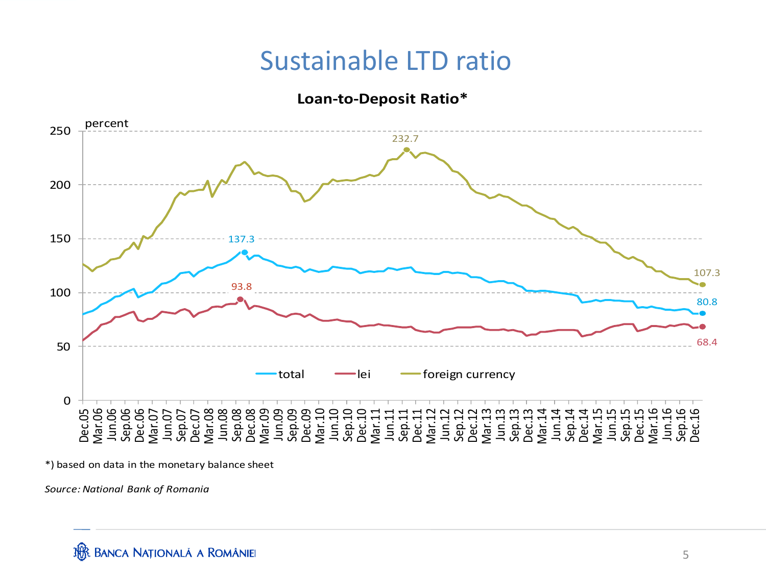# Sustainable LTD ratio

**Loan-to-Deposit Ratio***

percent

*) based on data in the monetary balance sheet

*Source: National Bank of Romania*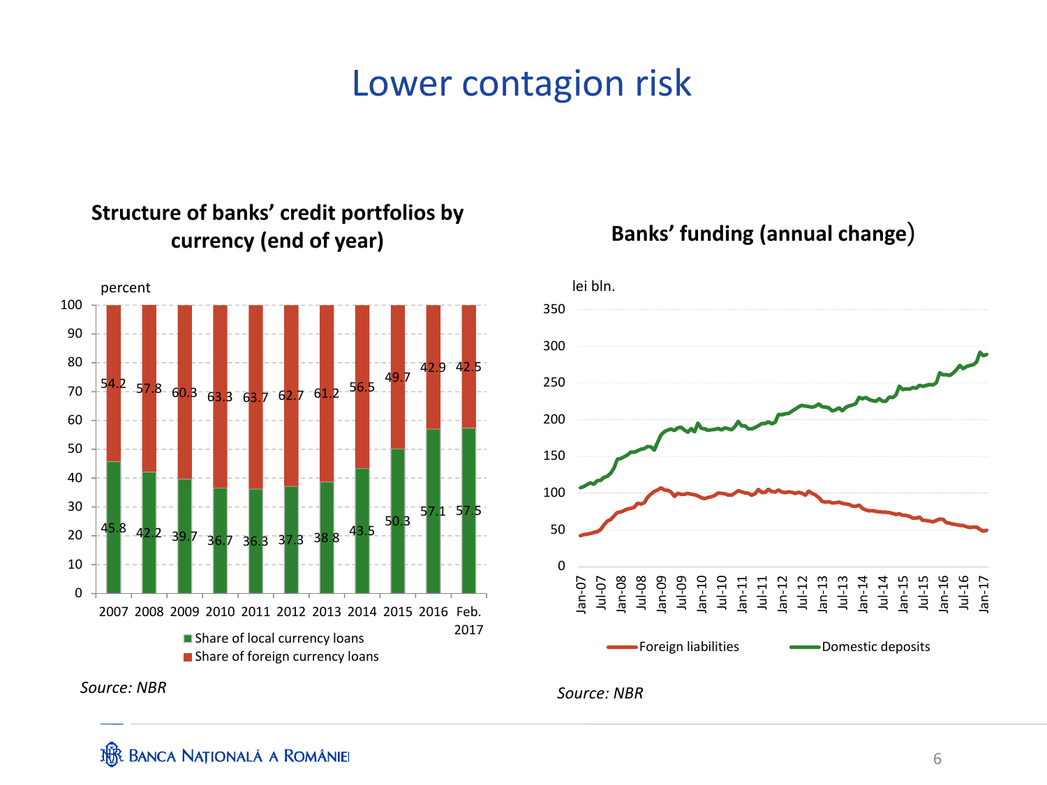# Lower contagion risk

## Structure of banks' credit portfolios by currency (end of year)

percent

| Year | Share of local currency loans | Share of foreign currency loans |
|---|---|---|
| 2007 | 45.8 | 54.2 |
| 2008 | 42.2 | 57.8 |
| 2009 | 39.7 | 60.3 |
| 2010 | 36.7 | 63.3 |
| 2011 | 36.3 | 63.7 |
| 2012 | 37.3 | 62.7 |
| 2013 | 38.8 | 61.2 |
| 2014 | 43.5 | 56.5 |
| 2015 | 50.3 | 49.7 |
| 2016 | 57.1 | 42.9 |
| Feb. 2017 | 57.5 | 42.5 |

*Source: NBR*

## Banks' funding (annual change)

lei bln.

Foreign liabilities — Domestic deposits

*Source: NBR*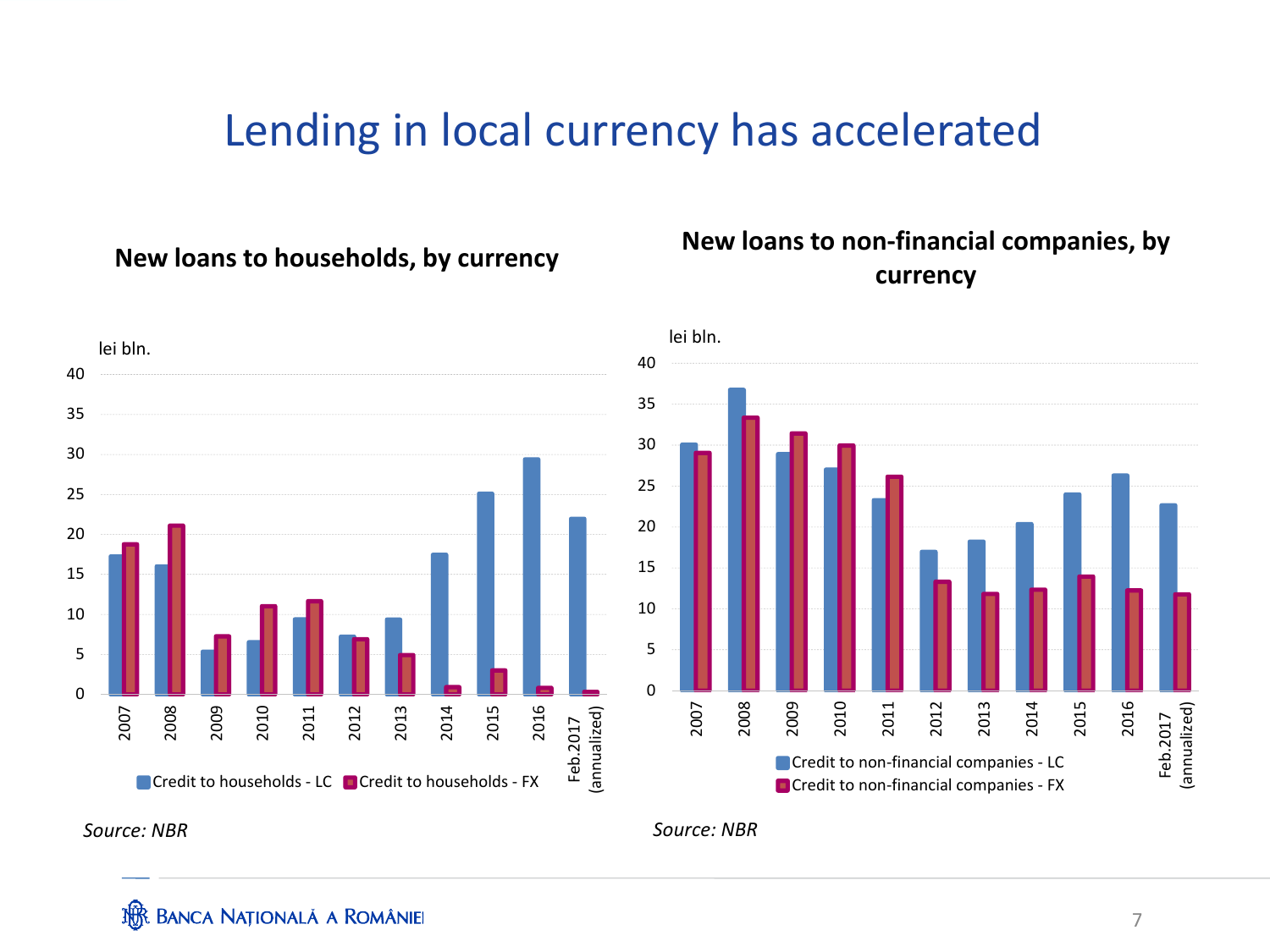# Lending in local currency has accelerated

### New loans to households, by currency

lei bln.

Credit to households - LC | Credit to households - FX

*Source: NBR*

### New loans to non-financial companies, by currency

lei bln.

Credit to non-financial companies - LC
Credit to non-financial companies - FX

*Source: NBR*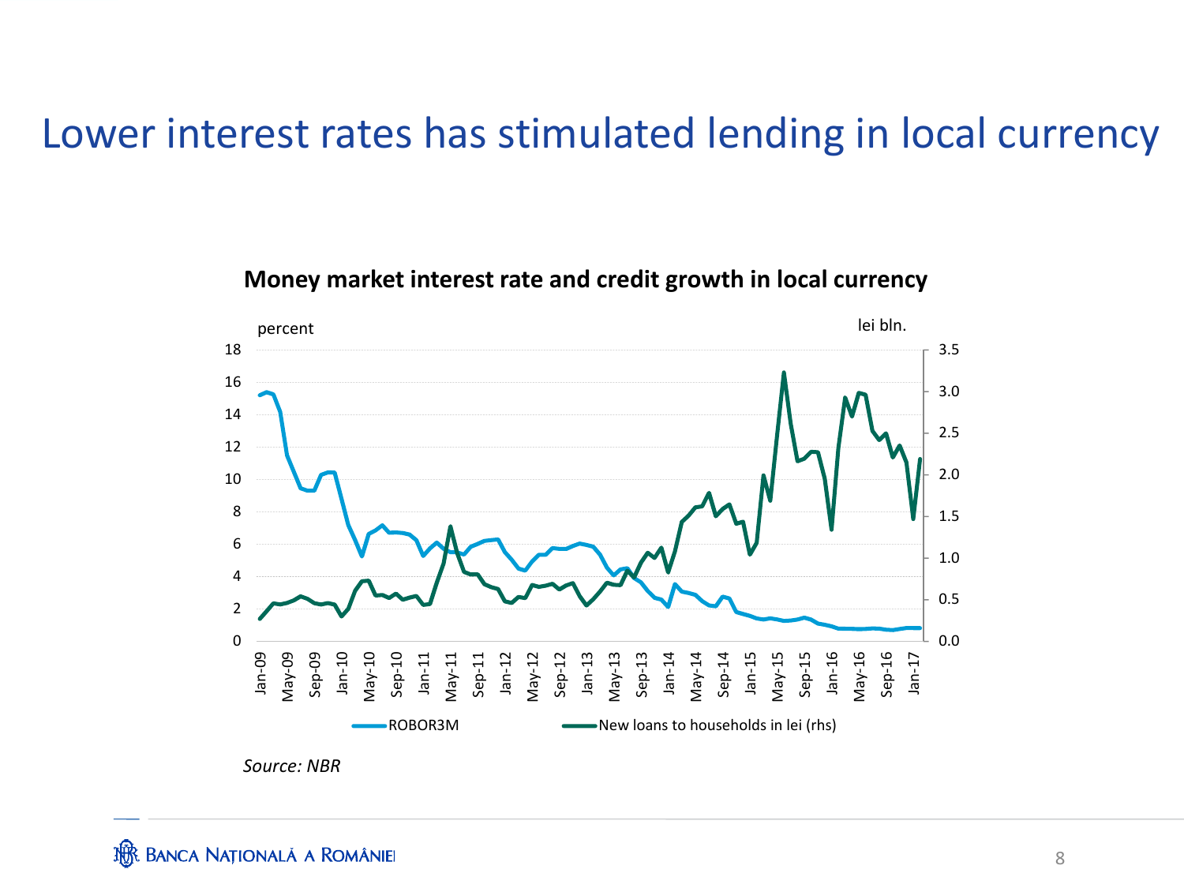# Lower interest rates has stimulated lending in local currency

**Money market interest rate and credit growth in local currency**

percent | lei bln.

ROBOR3M — New loans to households in lei (rhs)

*Source: NBR*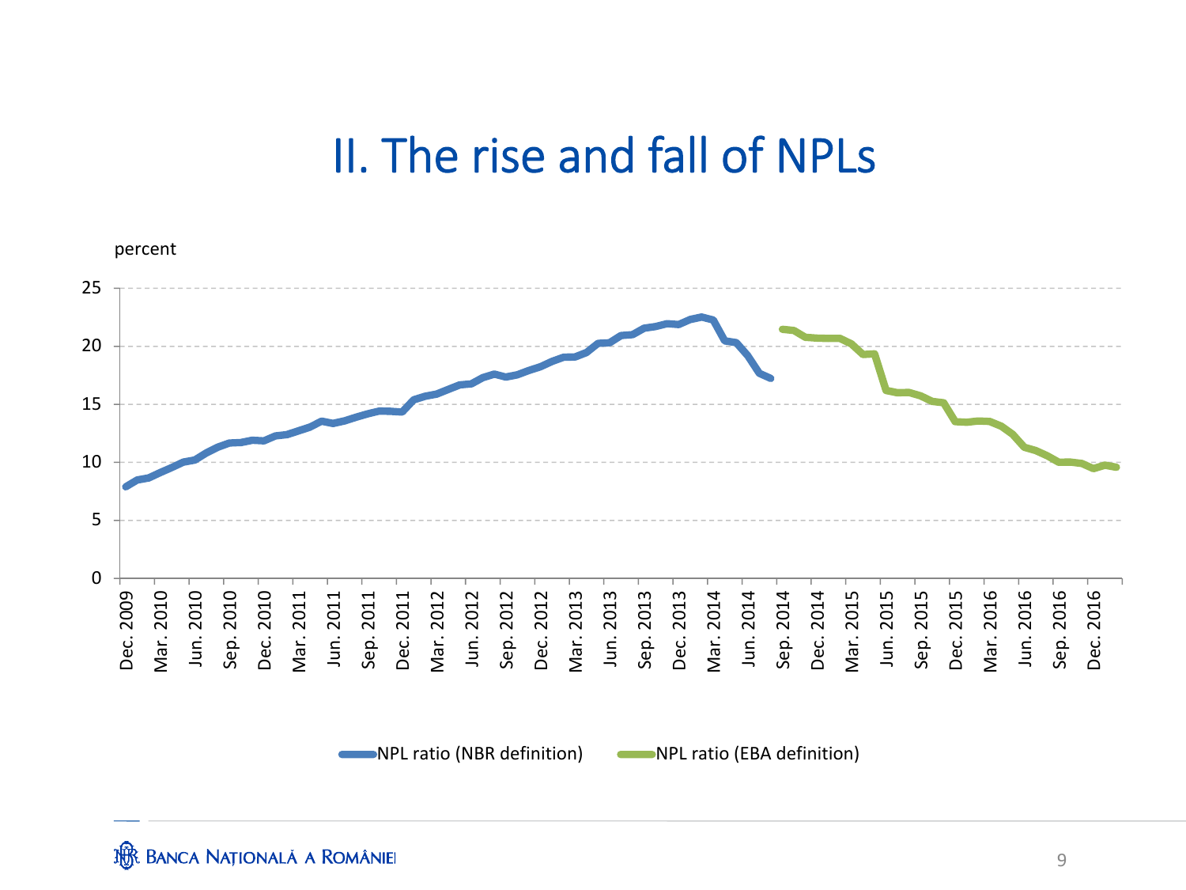# II. The rise and fall of NPLs

percent

25
20
15
10
5
0

Dec. 2009, Mar. 2010, Jun. 2010, Sep. 2010, Dec. 2010, Mar. 2011, Jun. 2011, Sep. 2011, Dec. 2011, Mar. 2012, Jun. 2012, Sep. 2012, Dec. 2012, Mar. 2013, Jun. 2013, Sep. 2013, Dec. 2013, Mar. 2014, Jun. 2014, Sep. 2014, Dec. 2014, Mar. 2015, Jun. 2015, Sep. 2015, Dec. 2015, Mar. 2016, Jun. 2016, Sep. 2016, Dec. 2016

NPL ratio (NBR definition) — NPL ratio (EBA definition)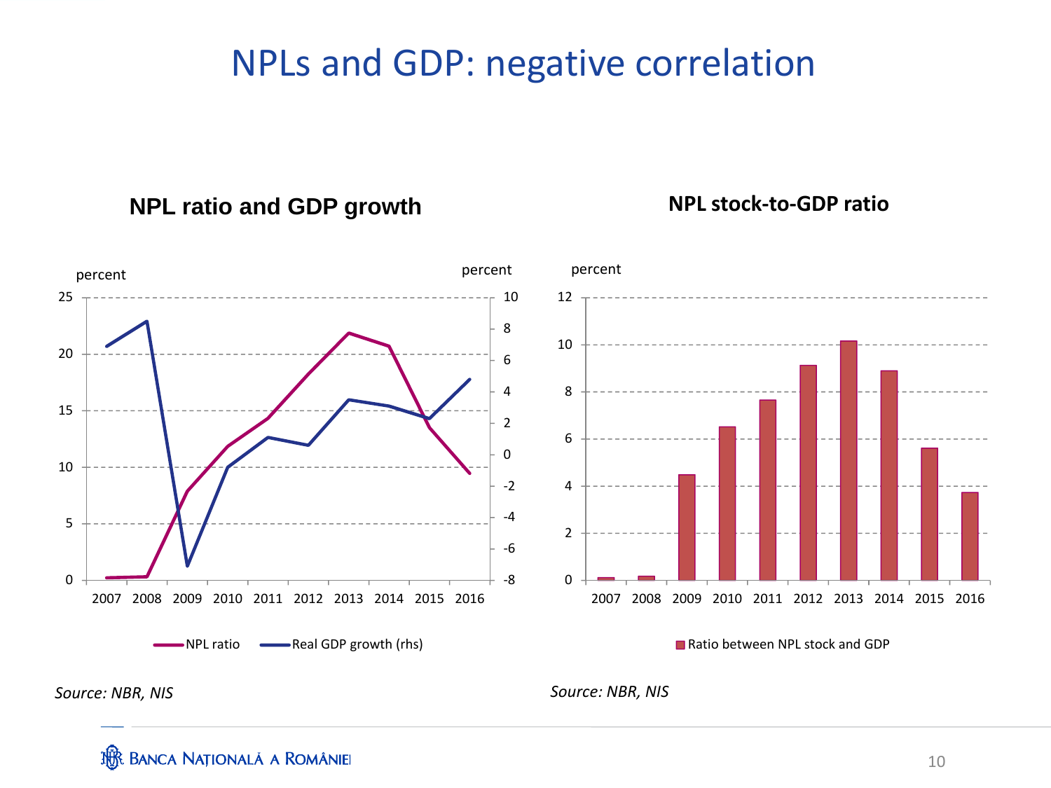# NPLs and GDP: negative correlation

**NPL ratio and GDP growth**

percent | percent

NPL ratio | Real GDP growth (rhs)

*Source: NBR, NIS*

**NPL stock-to-GDP ratio**

percent

Ratio between NPL stock and GDP

*Source: NBR, NIS*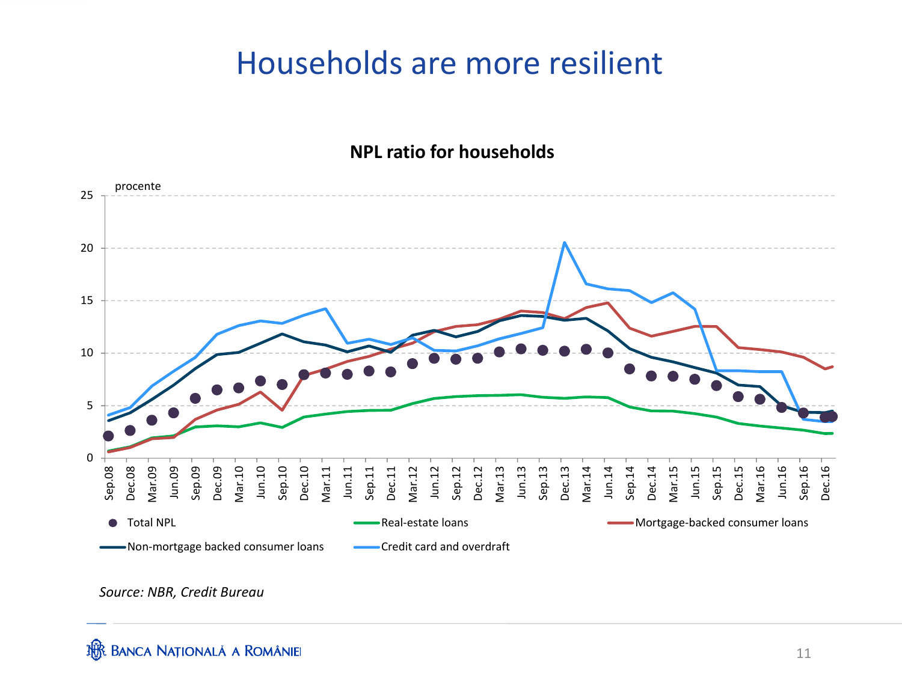# Households are more resilient

**NPL ratio for households**

procente

Total NPL | Real-estate loans | Mortgage-backed consumer loans | Non-mortgage backed consumer loans | Credit card and overdraft

*Source: NBR, Credit Bureau*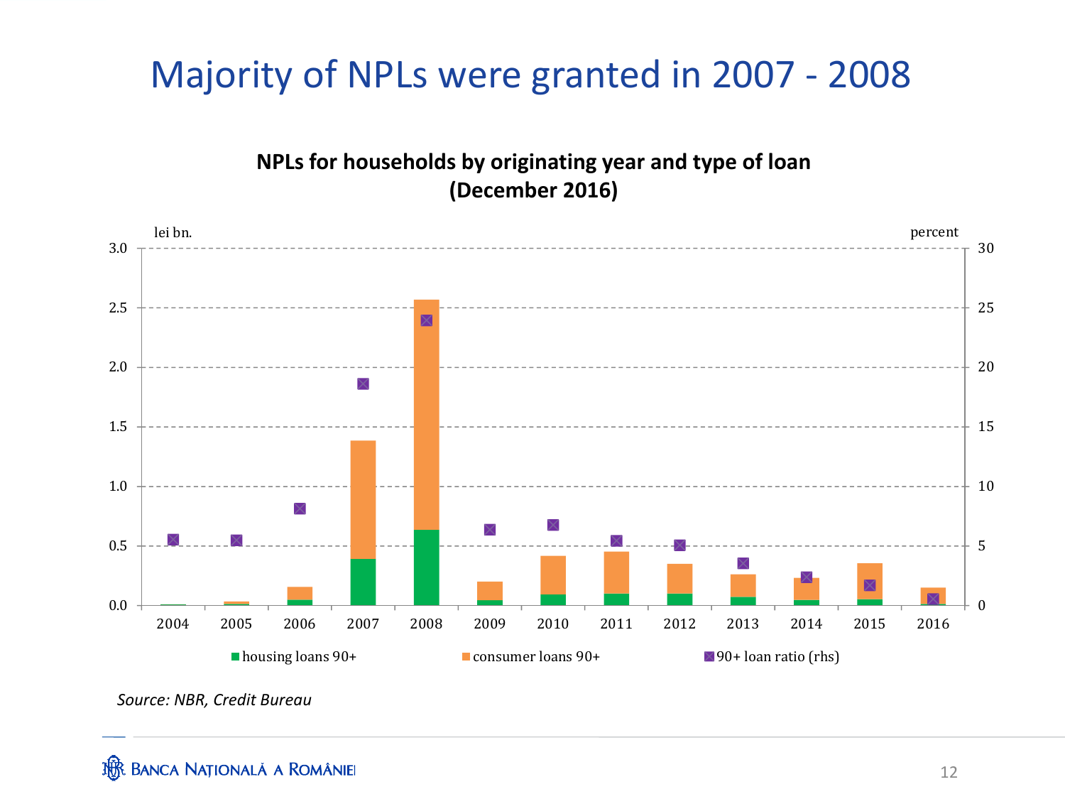# Majority of NPLs were granted in 2007 - 2008

**NPLs for households by originating year and type of loan (December 2016)**

lei bn. | percent

3.0 | 30
2.5 | 25
2.0 | 20
1.5 | 15
1.0 | 10
0.5 | 5
0.0 | 0

2004 2005 2006 2007 2008 2009 2010 2011 2012 2013 2014 2015 2016

housing loans 90+ | consumer loans 90+ | 90+ loan ratio (rhs)

*Source: NBR, Credit Bureau*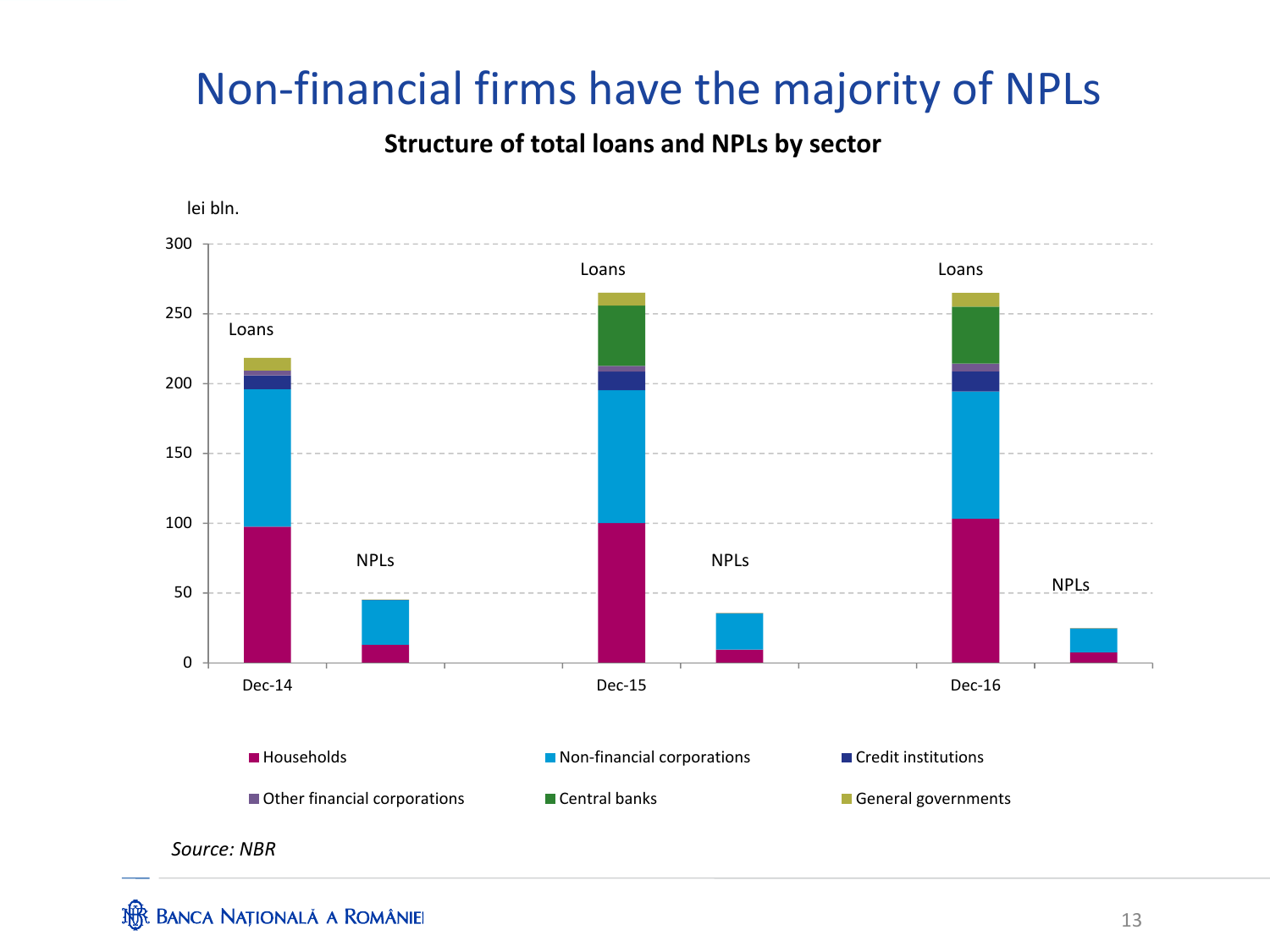# Non-financial firms have the majority of NPLs

**Structure of total loans and NPLs by sector**

lei bln.

300
250
200
150
100
50
0

Loans | NPLs | Loans | NPLs | Loans | NPLs

Dec-14 | Dec-15 | Dec-16

- Households
- Non-financial corporations
- Credit institutions
- Other financial corporations
- Central banks
- General governments

*Source: NBR*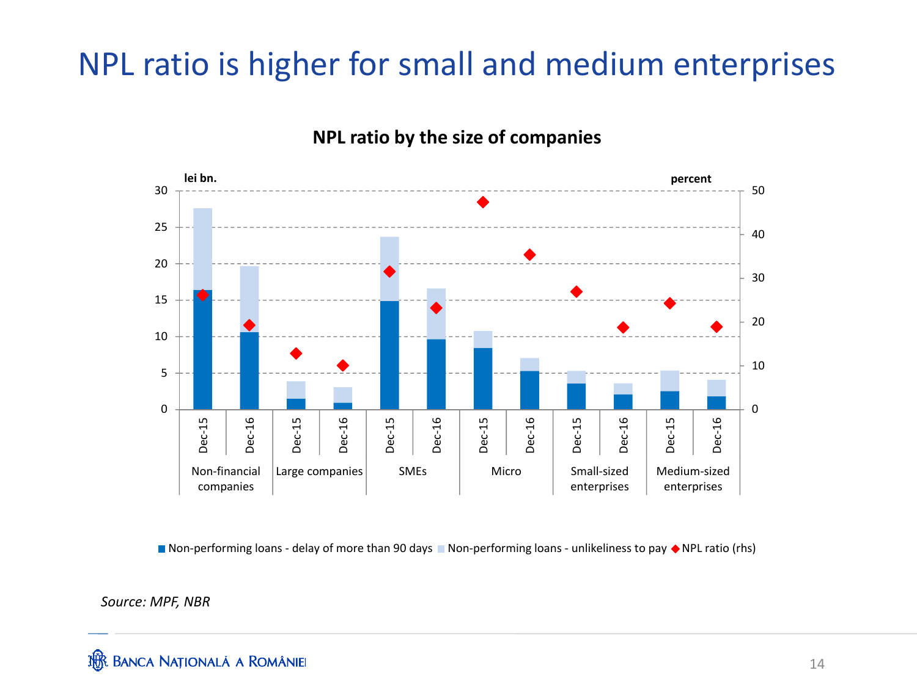# NPL ratio is higher for small and medium enterprises

**NPL ratio by the size of companies**

lei bn. | percent

■ Non-performing loans - delay of more than 90 days ■ Non-performing loans - unlikeliness to pay ◆ NPL ratio (rhs)

*Source: MPF, NBR*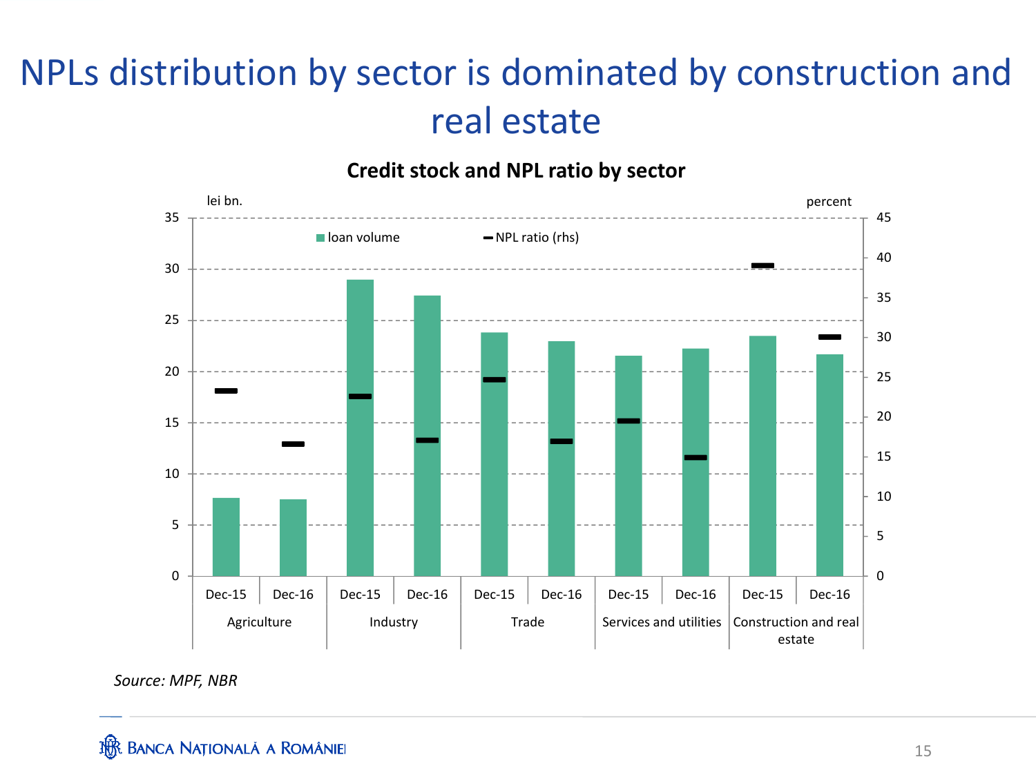# NPLs distribution by sector is dominated by construction and real estate

**Credit stock and NPL ratio by sector**

lei bn. | percent

- loan volume
- NPL ratio (rhs)

| Sector | Period |
|---|---|
| Agriculture | Dec-15 |
| Agriculture | Dec-16 |
| Industry | Dec-15 |
| Industry | Dec-16 |
| Trade | Dec-15 |
| Trade | Dec-16 |
| Services and utilities | Dec-15 |
| Services and utilities | Dec-16 |
| Construction and real estate | Dec-15 |
| Construction and real estate | Dec-16 |

*Source: MPF, NBR*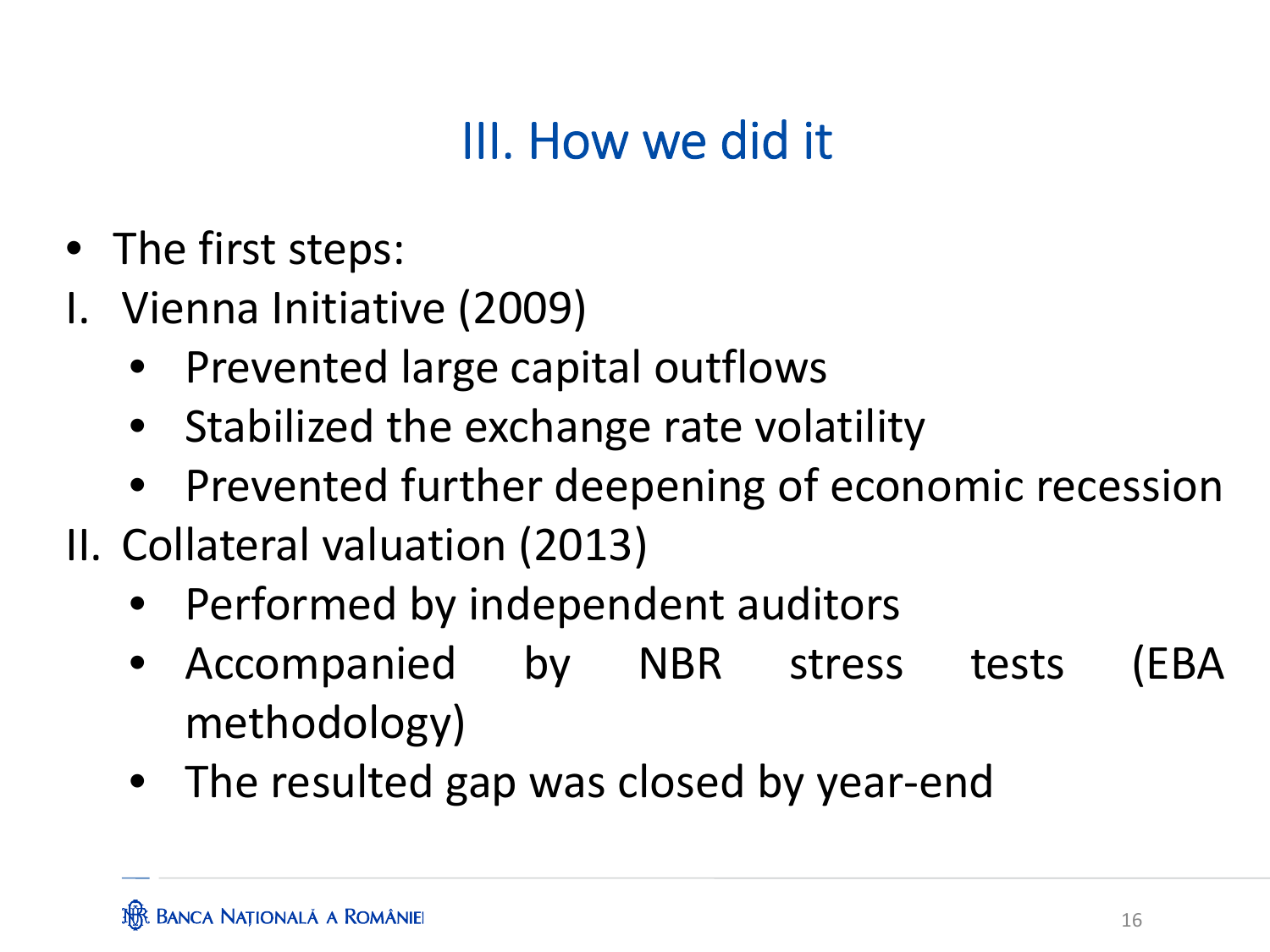# III. How we did it

- The first steps:

I. Vienna Initiative (2009)
   - Prevented large capital outflows
   - Stabilized the exchange rate volatility
   - Prevented further deepening of economic recession

II. Collateral valuation (2013)
   - Performed by independent auditors
   - Accompanied by NBR stress tests (EBA methodology)
   - The resulted gap was closed by year-end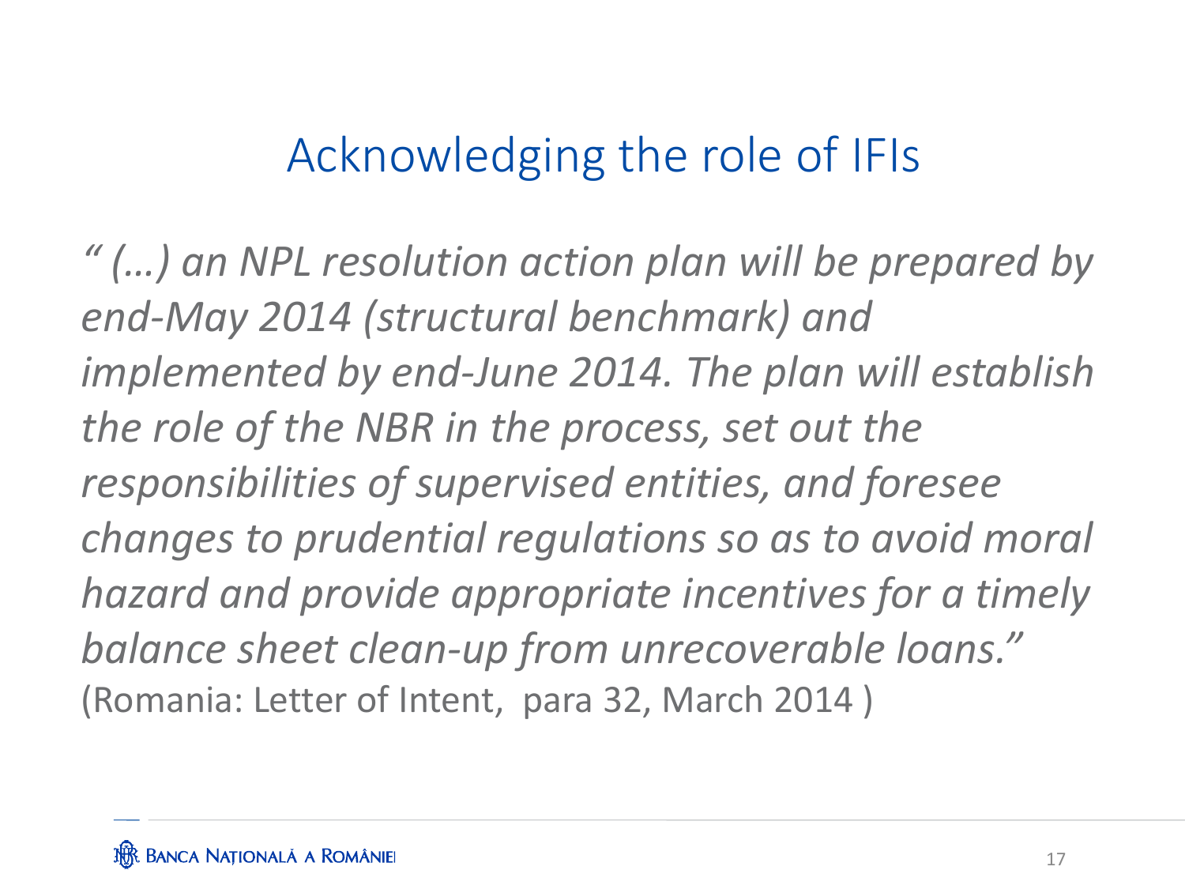# Acknowledging the role of IFIs

*" (…) an NPL resolution action plan will be prepared by end-May 2014 (structural benchmark) and implemented by end-June 2014. The plan will establish the role of the NBR in the process, set out the responsibilities of supervised entities, and foresee changes to prudential regulations so as to avoid moral hazard and provide appropriate incentives for a timely balance sheet clean-up from unrecoverable loans."*
(Romania: Letter of Intent, para 32, March 2014 )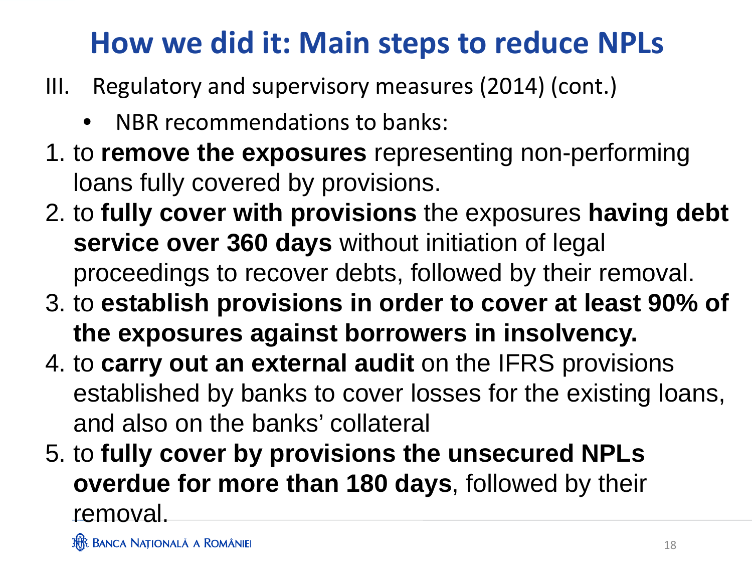# How we did it: Main steps to reduce NPLs

III. Regulatory and supervisory measures (2014) (cont.)

- NBR recommendations to banks:

1. to **remove the exposures** representing non-performing loans fully covered by provisions.
2. to **fully cover with provisions** the exposures **having debt service over 360 days** without initiation of legal proceedings to recover debts, followed by their removal.
3. to **establish provisions in order to cover at least 90% of the exposures against borrowers in insolvency.**
4. to **carry out an external audit** on the IFRS provisions established by banks to cover losses for the existing loans, and also on the banks' collateral
5. to **fully cover by provisions the unsecured NPLs overdue for more than 180 days**, followed by their removal.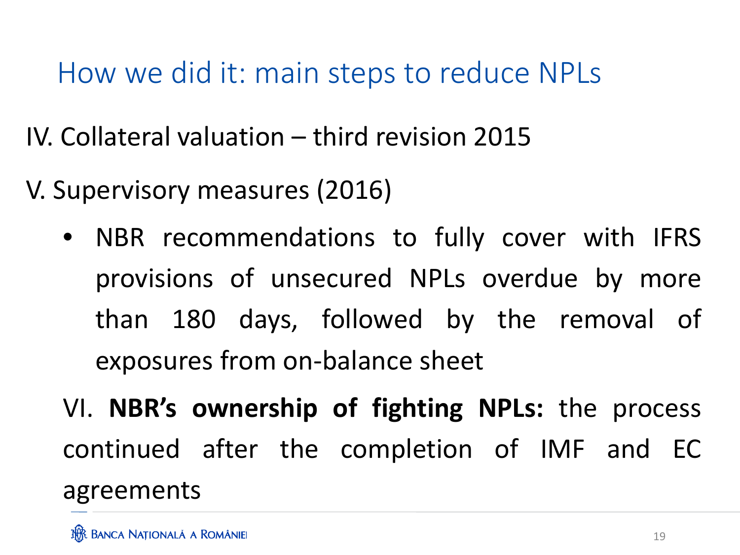# How we did it: main steps to reduce NPLs

IV. Collateral valuation – third revision 2015

V. Supervisory measures (2016)

- NBR recommendations to fully cover with IFRS provisions of unsecured NPLs overdue by more than 180 days, followed by the removal of exposures from on-balance sheet

VI. **NBR's ownership of fighting NPLs:** the process continued after the completion of IMF and EC agreements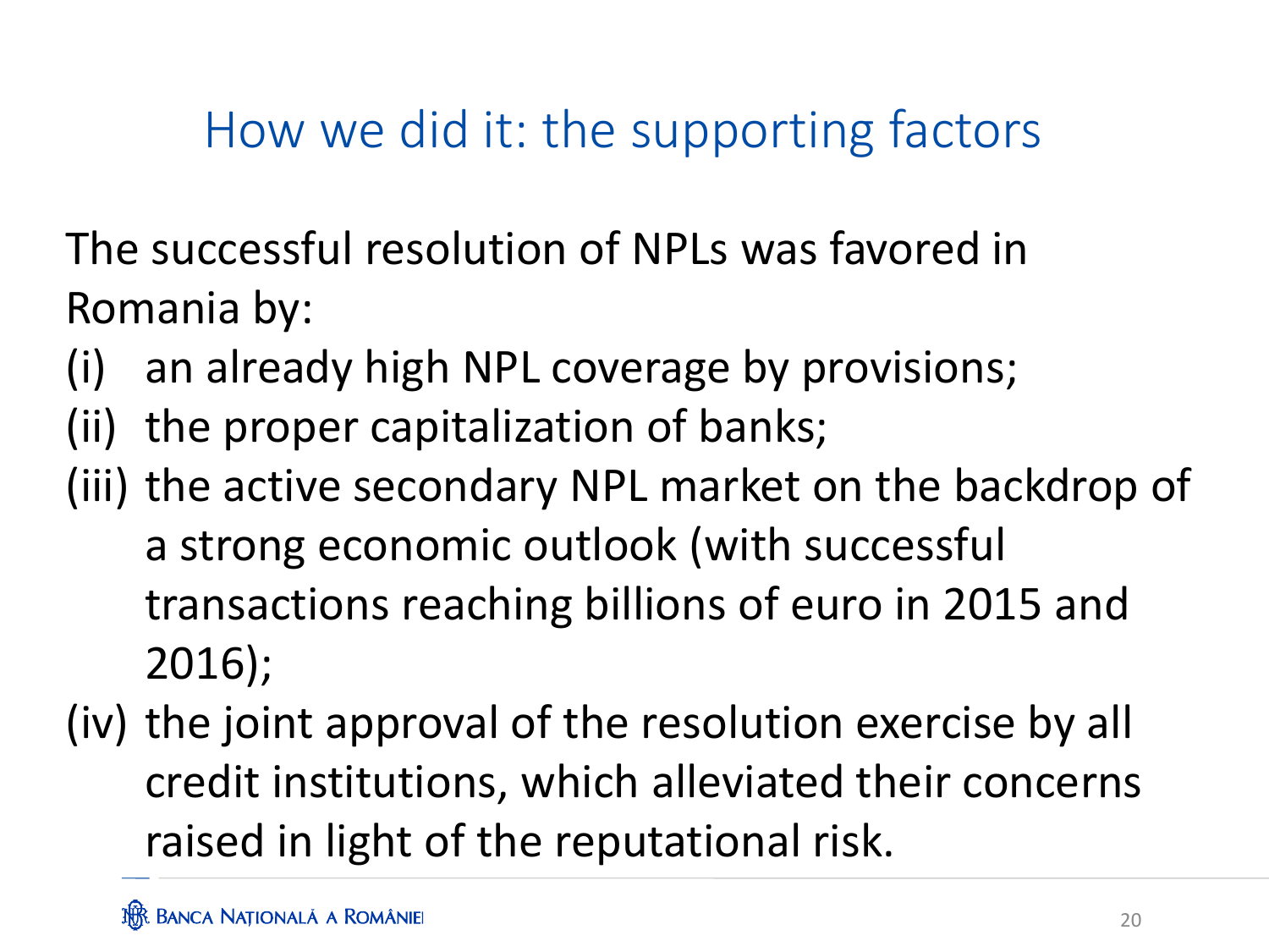# How we did it: the supporting factors

The successful resolution of NPLs was favored in Romania by:

(i) an already high NPL coverage by provisions;
(ii) the proper capitalization of banks;
(iii) the active secondary NPL market on the backdrop of a strong economic outlook (with successful transactions reaching billions of euro in 2015 and 2016);
(iv) the joint approval of the resolution exercise by all credit institutions, which alleviated their concerns raised in light of the reputational risk.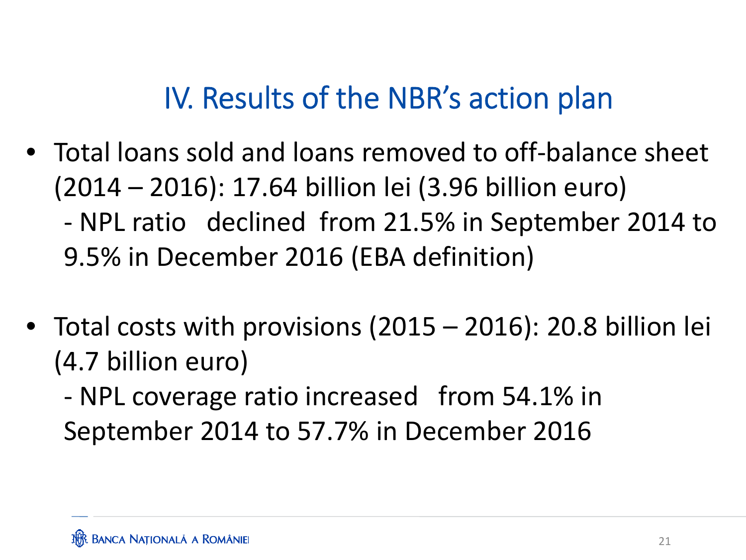# IV. Results of the NBR's action plan

- Total loans sold and loans removed to off-balance sheet (2014 – 2016): 17.64 billion lei (3.96 billion euro)
  - NPL ratio declined from 21.5% in September 2014 to 9.5% in December 2016 (EBA definition)

- Total costs with provisions (2015 – 2016): 20.8 billion lei (4.7 billion euro)
  - NPL coverage ratio increased from 54.1% in September 2014 to 57.7% in December 2016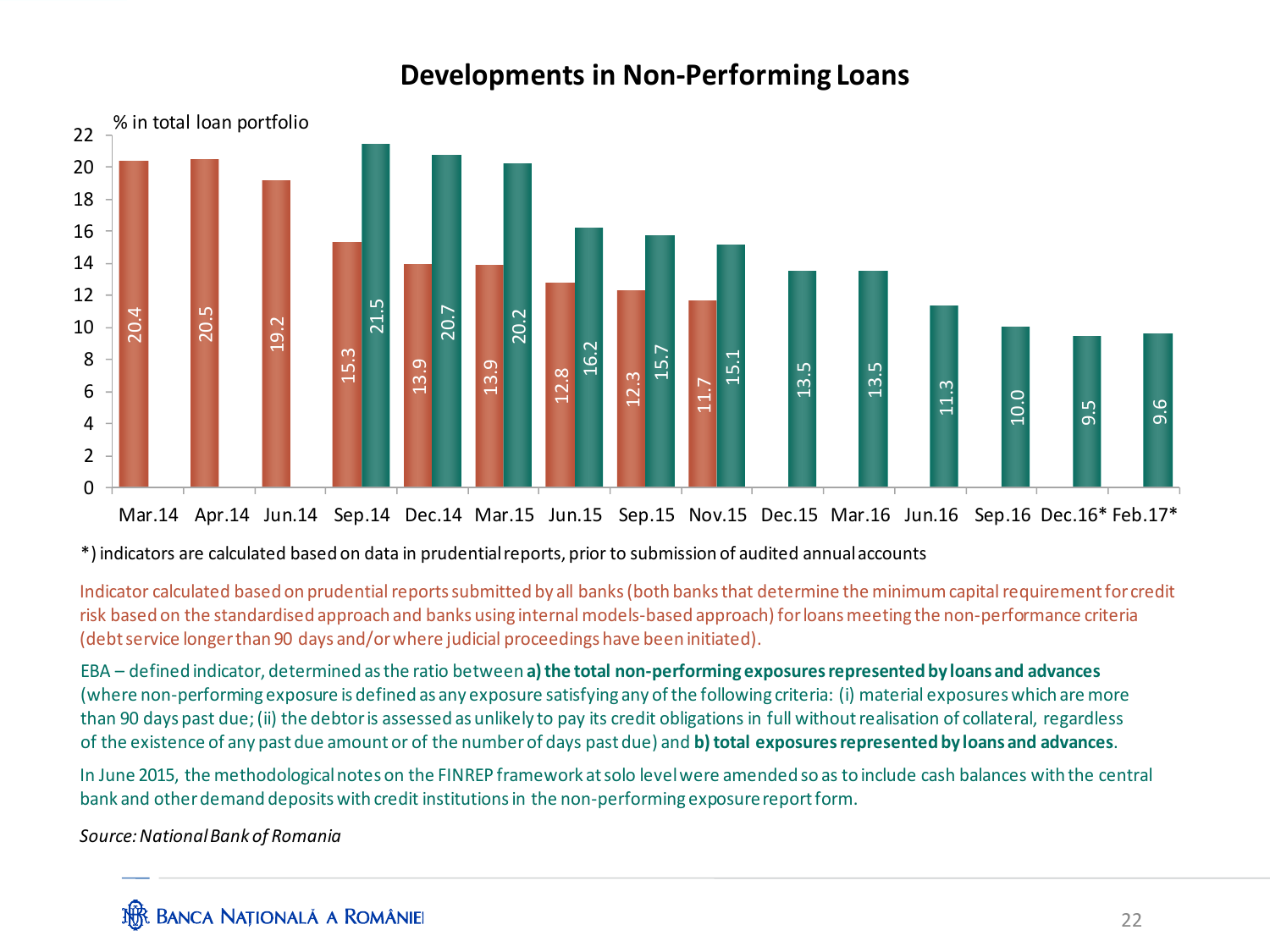# Developments in Non-Performing Loans

% in total loan portfolio

| Period | NPL ratio (NBR definition) | NPL ratio (EBA definition) |
|---|---|---|
| Mar.14 | 20.4 | |
| Apr.14 | 20.5 | |
| Jun.14 | 19.2 | |
| Sep.14 | 15.3 | 21.5 |
| Dec.14 | 13.9 | 20.7 |
| Mar.15 | 13.9 | 20.2 |
| Jun.15 | 12.8 | 16.2 |
| Sep.15 | 12.3 | 15.7 |
| Nov.15 | 11.7 | 15.1 |
| Dec.15 | | 13.5 |
| Mar.16 | | 13.5 |
| Jun.16 | | 11.3 |
| Sep.16 | | 10.0 |
| Dec.16* | | 9.5 |
| Feb.17* | | 9.6 |

*) indicators are calculated based on data in prudential reports, prior to submission of audited annual accounts

Indicator calculated based on prudential reports submitted by all banks (both banks that determine the minimum capital requirement for credit risk based on the standardised approach and banks using internal models-based approach) for loans meeting the non-performance criteria (debt service longer than 90 days and/or where judicial proceedings have been initiated).

EBA – defined indicator, determined as the ratio between **a) the total non-performing exposures represented by loans and advances** (where non-performing exposure is defined as any exposure satisfying any of the following criteria: (i) material exposures which are more than 90 days past due; (ii) the debtor is assessed as unlikely to pay its credit obligations in full without realisation of collateral, regardless of the existence of any past due amount or of the number of days past due) and **b) total exposures represented by loans and advances**.

In June 2015, the methodological notes on the FINREP framework at solo level were amended so as to include cash balances with the central bank and other demand deposits with credit institutions in the non-performing exposure report form.

*Source: National Bank of Romania*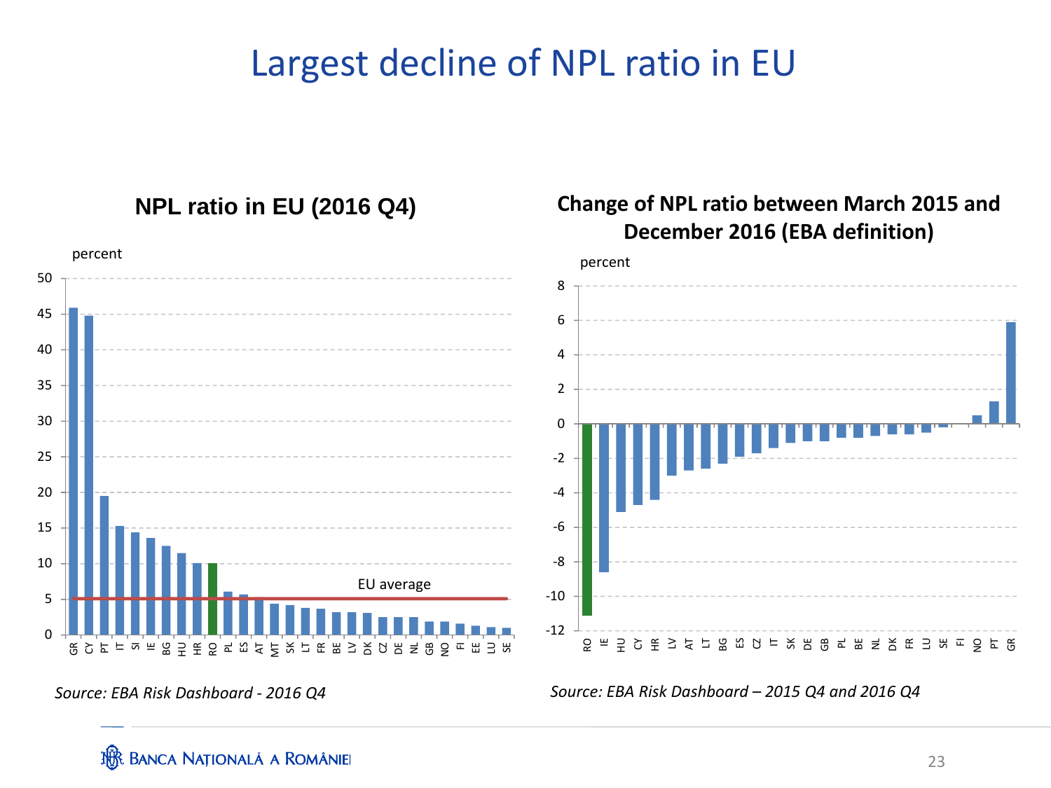# Largest decline of NPL ratio in EU

## NPL ratio in EU (2016 Q4)

percent

*Source: EBA Risk Dashboard - 2016 Q4*

## Change of NPL ratio between March 2015 and December 2016 (EBA definition)

percent

*Source: EBA Risk Dashboard – 2015 Q4 and 2016 Q4*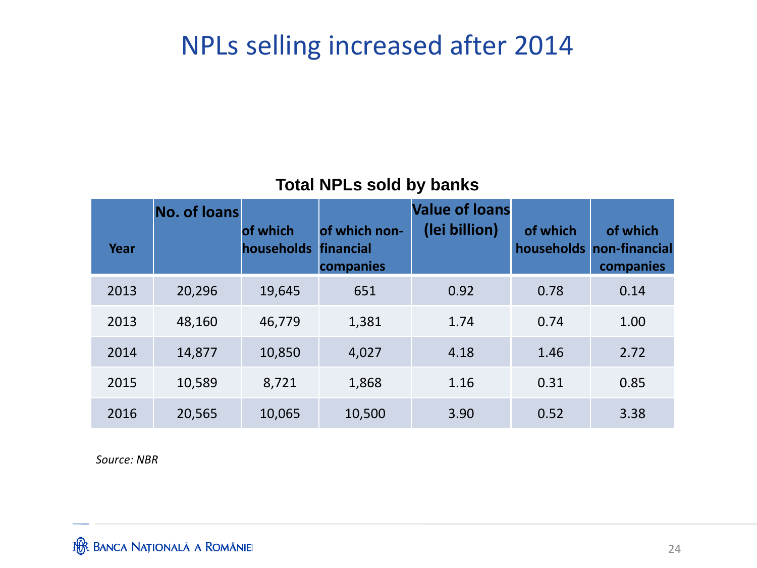# NPLs selling increased after 2014

**Total NPLs sold by banks**

| Year | No. of loans | of which households | of which non-financial companies | Value of loans (lei billion) | of which households | of which non-financial companies |
|---|---|---|---|---|---|---|
| 2013 | 20,296 | 19,645 | 651 | 0.92 | 0.78 | 0.14 |
| 2013 | 48,160 | 46,779 | 1,381 | 1.74 | 0.74 | 1.00 |
| 2014 | 14,877 | 10,850 | 4,027 | 4.18 | 1.46 | 2.72 |
| 2015 | 10,589 | 8,721 | 1,868 | 1.16 | 0.31 | 0.85 |
| 2016 | 20,565 | 10,065 | 10,500 | 3.90 | 0.52 | 3.38 |

*Source: NBR*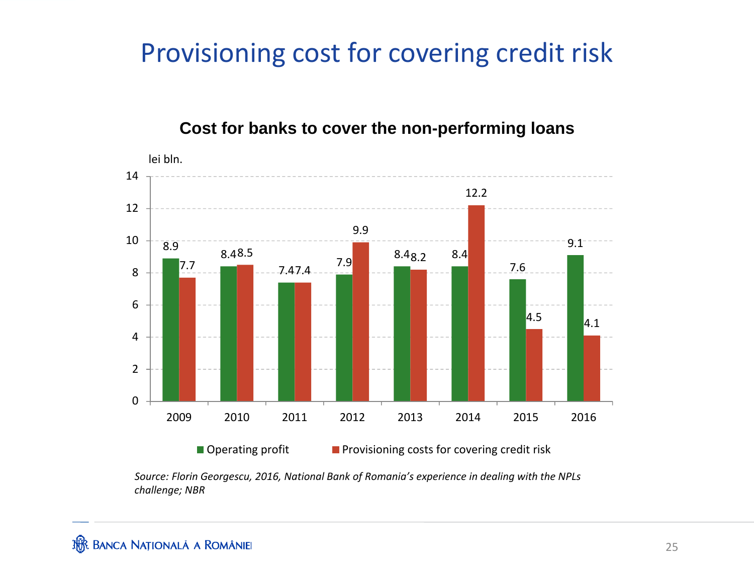# Provisioning cost for covering credit risk

**Cost for banks to cover the non-performing loans**

lei bln.

| Year | Operating profit | Provisioning costs for covering credit risk |
|---|---|---|
| 2009 | 8.9 | 7.7 |
| 2010 | 8.4 | 8.5 |
| 2011 | 7.4 | 7.4 |
| 2012 | 7.9 | 9.9 |
| 2013 | 8.4 | 8.2 |
| 2014 | 8.4 | 12.2 |
| 2015 | 7.6 | 4.5 |
| 2016 | 9.1 | 4.1 |

*Source: Florin Georgescu, 2016, National Bank of Romania's experience in dealing with the NPLs challenge; NBR*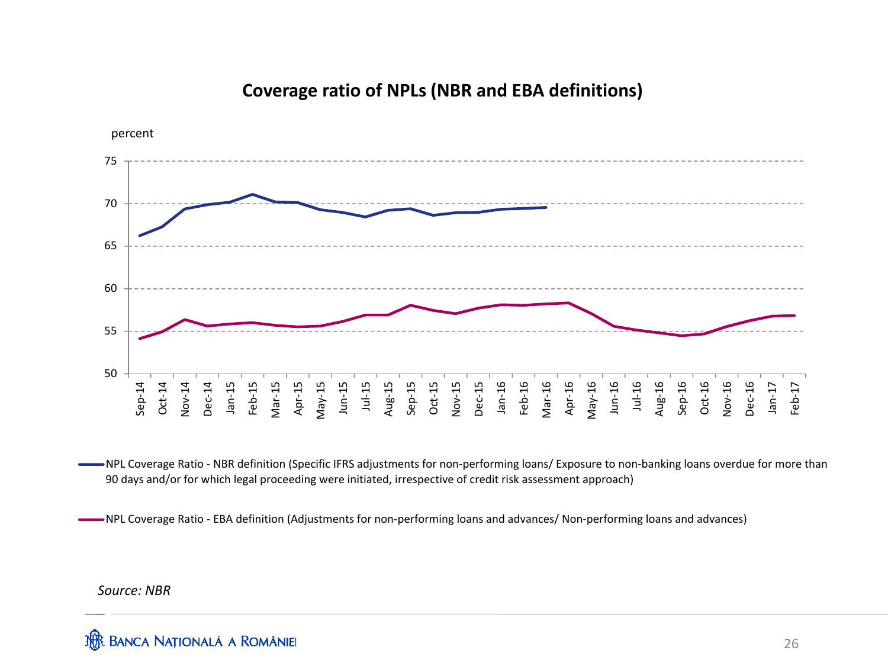## Coverage ratio of NPLs (NBR and EBA definitions)

percent

- NPL Coverage Ratio - NBR definition (Specific IFRS adjustments for non-performing loans/ Exposure to non-banking loans overdue for more than 90 days and/or for which legal proceeding were initiated, irrespective of credit risk assessment approach)
- NPL Coverage Ratio - EBA definition (Adjustments for non-performing loans and advances/ Non-performing loans and advances)

*Source: NBR*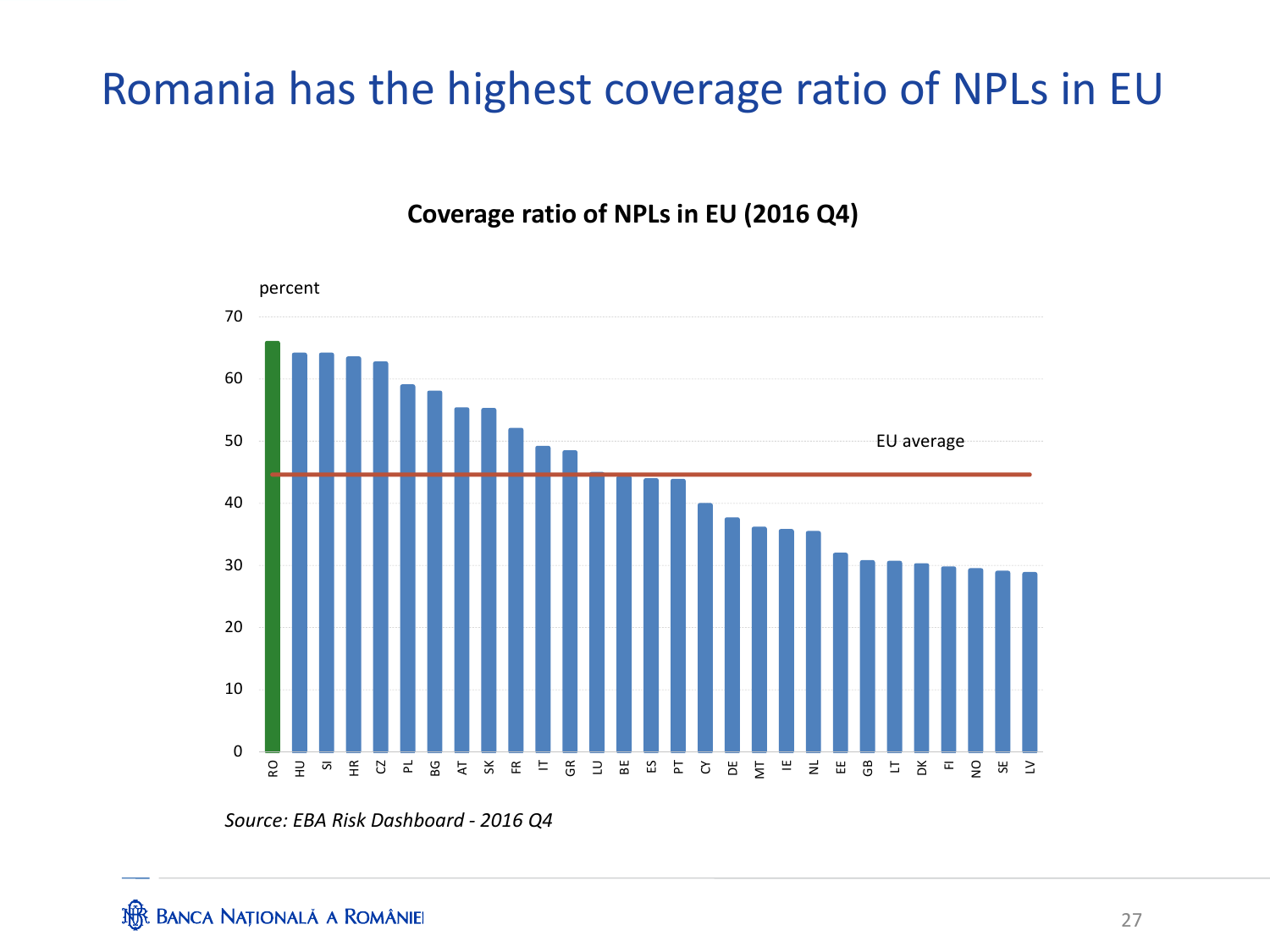# Romania has the highest coverage ratio of NPLs in EU

**Coverage ratio of NPLs in EU (2016 Q4)**

percent

70
60
50
40
30
20
10
0

EU average

RO HU SI HR CZ PL BG AT SK FR IT GR LU BE ES PT CY DE MT IE NL EE GB LT DK FI NO SE LV

*Source: EBA Risk Dashboard - 2016 Q4*

BANCA NAȚIONALĂ A ROMÂNIEI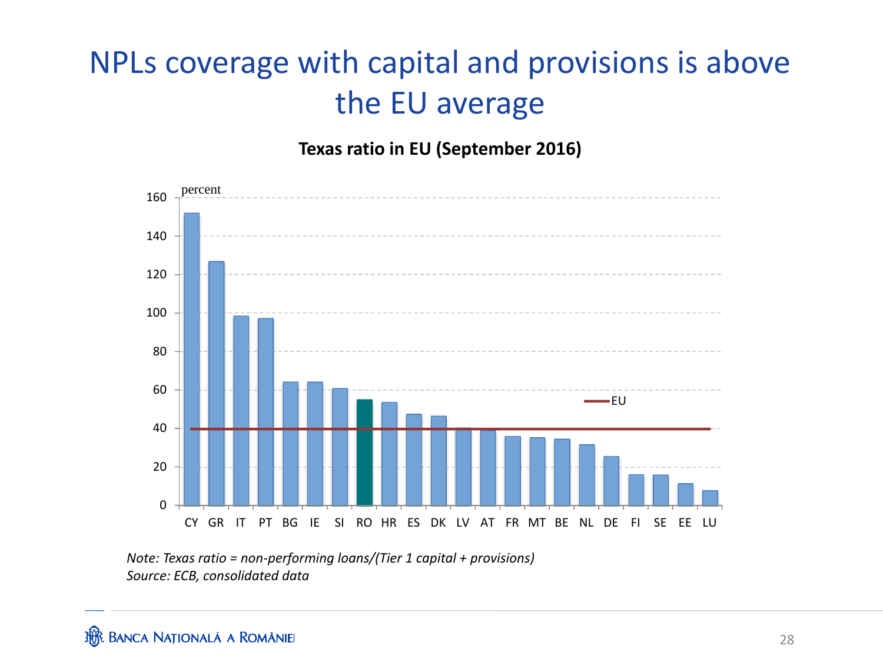# NPLs coverage with capital and provisions is above the EU average

**Texas ratio in EU (September 2016)**

*Note: Texas ratio = non-performing loans/(Tier 1 capital + provisions)*
*Source: ECB, consolidated data*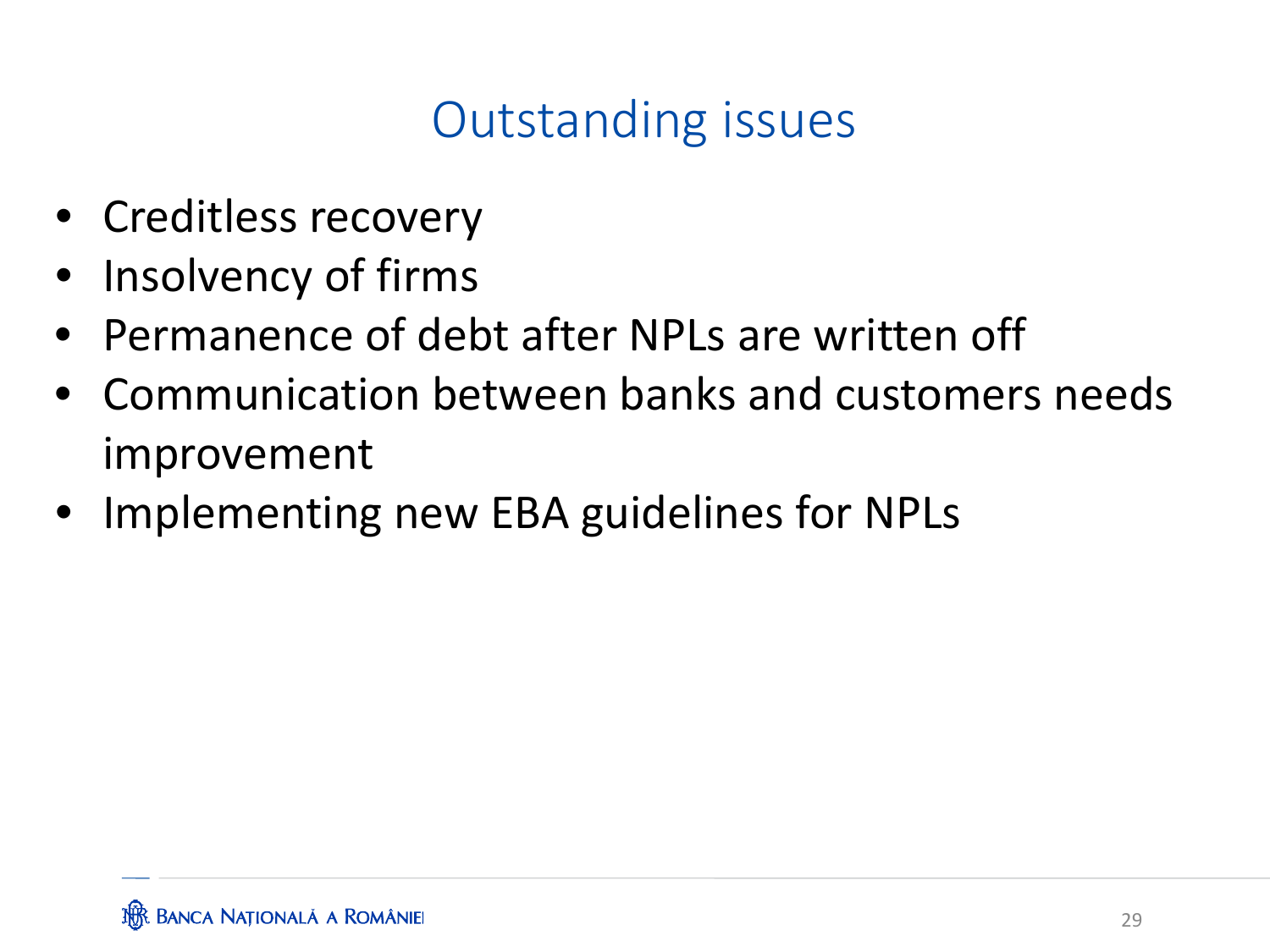# Outstanding issues

- Creditless recovery
- Insolvency of firms
- Permanence of debt after NPLs are written off
- Communication between banks and customers needs improvement
- Implementing new EBA guidelines for NPLs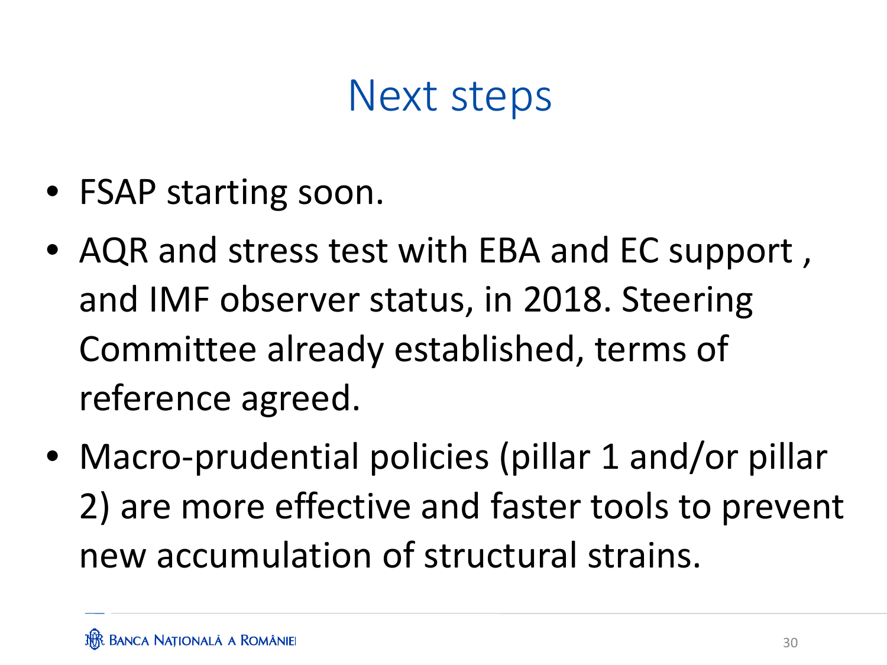# Next steps

- FSAP starting soon.
- AQR and stress test with EBA and EC support , and IMF observer status, in 2018. Steering Committee already established, terms of reference agreed.
- Macro-prudential policies (pillar 1 and/or pillar 2) are more effective and faster tools to prevent new accumulation of structural strains.